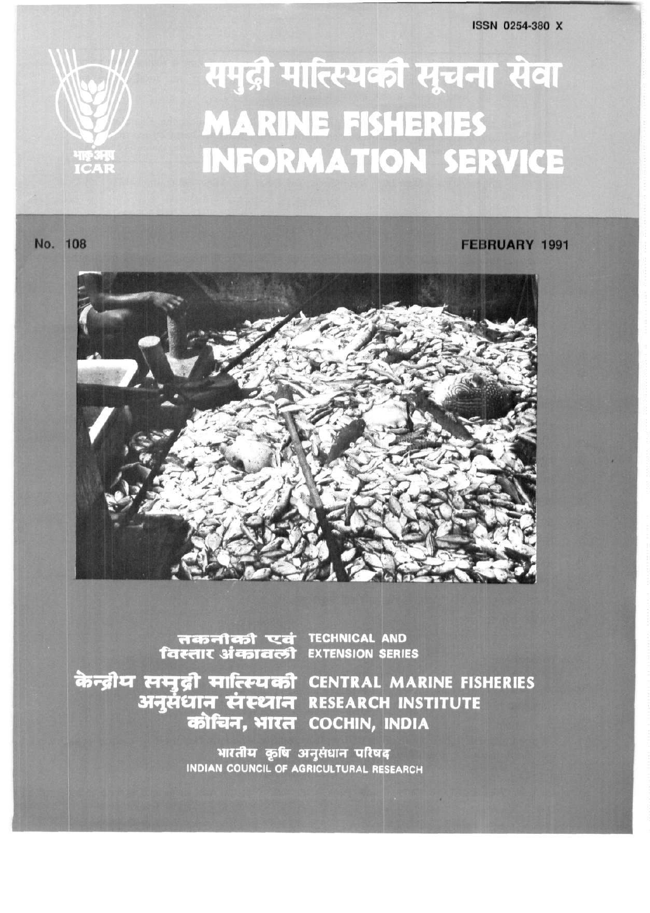ISSN 0254-380 X

भा कृ अनु प
ICAR

# समुद्री मात्स्यकी सूचना सेवा

# MARINE FISHERIES INFORMATION SERVICE

No. 108

FEBRUARY 1991

तकनीकी एवं विस्तार अंकावली
TECHNICAL AND EXTENSION SERIES

केन्द्रीय समुद्री मात्स्यकी अनुसंधान संस्थान
कोचिन, भारत
CENTRAL MARINE FISHERIES RESEARCH INSTITUTE
COCHIN, INDIA

भारतीय कृषि अनुसंधान परिषद
INDIAN COUNCIL OF AGRICULTURAL RESEARCH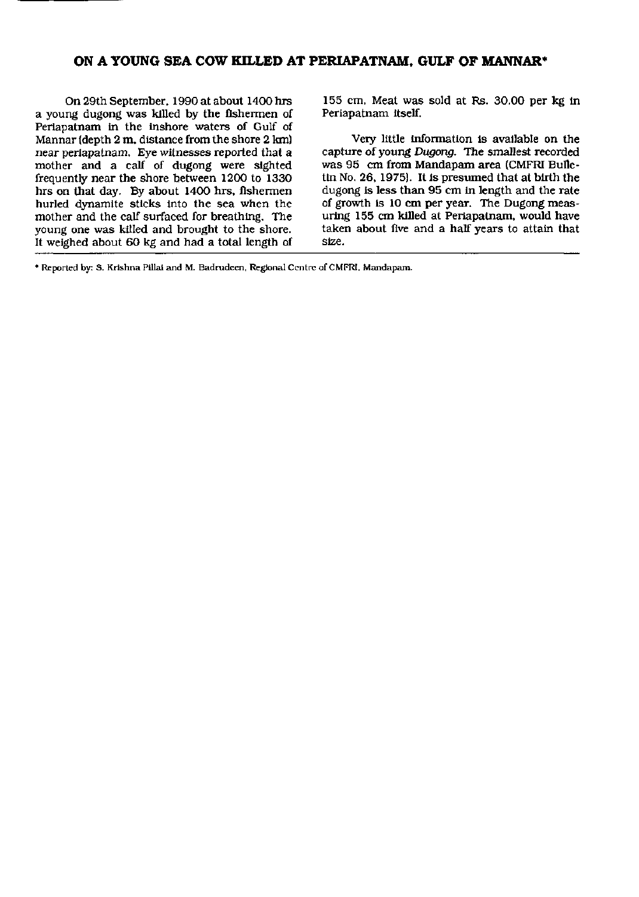## ON A YOUNG SEA COW KILLED AT PERIAPATNAM, GULF OF MANNAR*

On 29th September, 1990 at about 1400 hrs a young dugong was killed by the fishermen of Periapatnam in the inshore waters of Gulf of Mannar (depth 2 m, distance from the shore 2 km) near periapatnam. Eye witnesses reported that a mother and a calf of dugong were sighted frequently near the shore between 1200 to 1330 hrs on that day. By about 1400 hrs, fishermen hurled dynamite sticks into the sea when the mother and the calf surfaced for breathing. The young one was killed and brought to the shore. It weighed about 60 kg and had a total length of 155 cm. Meat was sold at Rs. 30.00 per kg in Periapatnam itself.

Very little information is available on the capture of young *Dugong*. The smallest recorded was 95 cm from Mandapam area (CMFRI Bulletin No. 26, 1975). It is presumed that at birth the dugong is less than 95 cm in length and the rate of growth is 10 cm per year. The Dugong measuring 155 cm killed at Periapatnam, would have taken about five and a half years to attain that size.

* Reported by: S. Krishna Pillai and M. Badrudeen, Regional Centre of CMFRI, Mandapam.